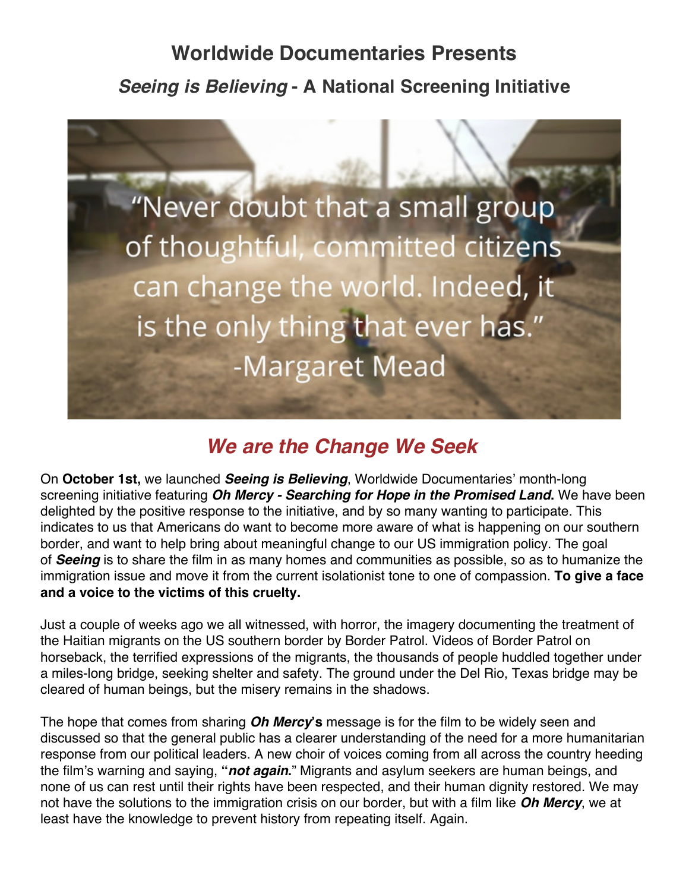# Worldwide Documentaries Presents

## *Seeing is Believing* - A National Screening Initiative

"Never doubt that a small group of thoughtful, committed citizens can change the world. Indeed, it is the only thing that ever has."
-Margaret Mead

## *We are the Change We Seek*

On **October 1st,** we launched ***Seeing is Believing***, Worldwide Documentaries' month-long screening initiative featuring ***Oh Mercy - Searching for Hope in the Promised Land*.** We have been delighted by the positive response to the initiative, and by so many wanting to participate. This indicates to us that Americans do want to become more aware of what is happening on our southern border, and want to help bring about meaningful change to our US immigration policy. The goal of ***Seeing*** is to share the film in as many homes and communities as possible, so as to humanize the immigration issue and move it from the current isolationist tone to one of compassion. **To give a face and a voice to the victims of this cruelty.**

Just a couple of weeks ago we all witnessed, with horror, the imagery documenting the treatment of the Haitian migrants on the US southern border by Border Patrol. Videos of Border Patrol on horseback, the terrified expressions of the migrants, the thousands of people huddled together under a miles-long bridge, seeking shelter and safety. The ground under the Del Rio, Texas bridge may be cleared of human beings, but the misery remains in the shadows.

The hope that comes from sharing ***Oh Mercy*'s** message is for the film to be widely seen and discussed so that the general public has a clearer understanding of the need for a more humanitarian response from our political leaders. A new choir of voices coming from all across the country heeding the film's warning and saying, **"*not again*.**" Migrants and asylum seekers are human beings, and none of us can rest until their rights have been respected, and their human dignity restored. We may not have the solutions to the immigration crisis on our border, but with a film like ***Oh Mercy***, we at least have the knowledge to prevent history from repeating itself. Again.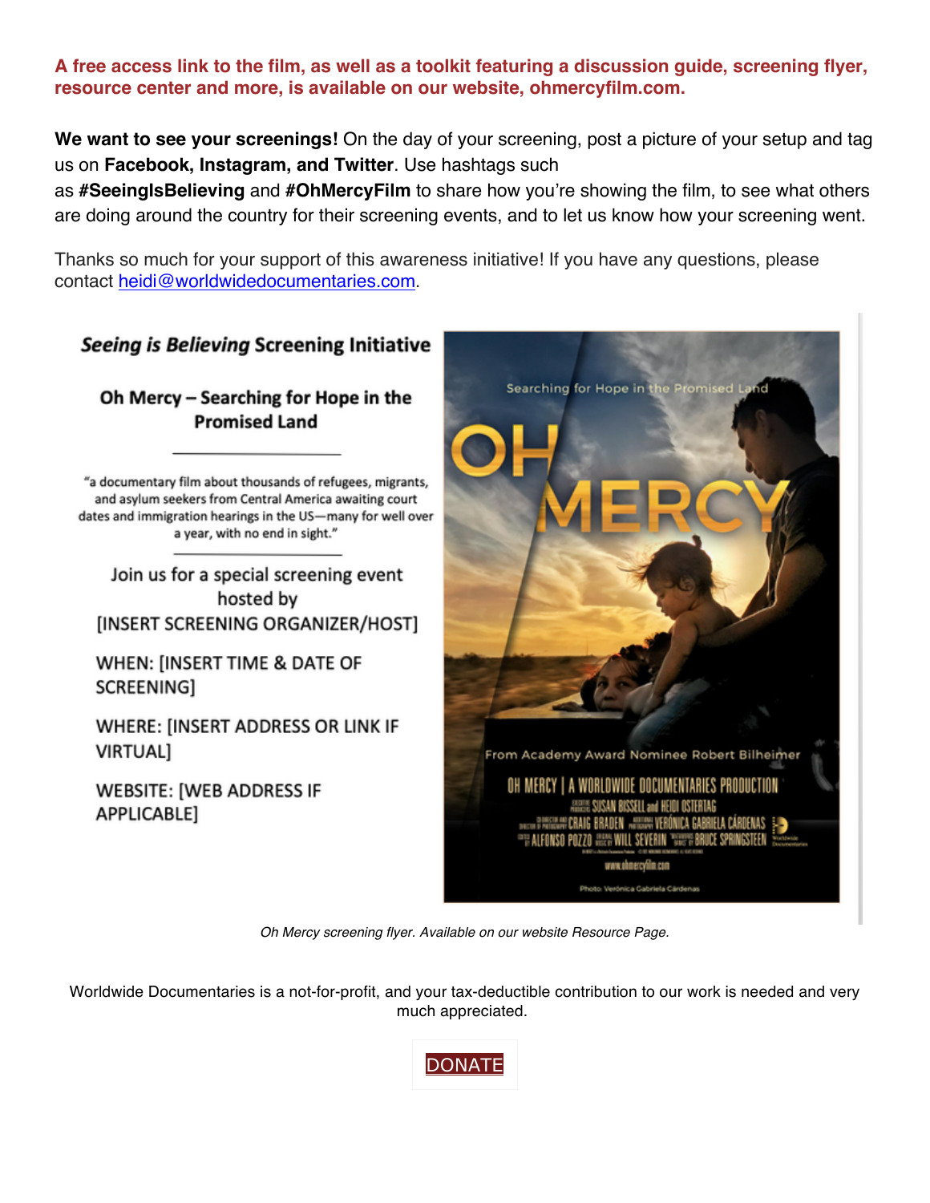**A free access link to the film, as well as a toolkit featuring a discussion guide, screening flyer, resource center and more, is available on our website, ohmercyfilm.com.**

**We want to see your screenings!** On the day of your screening, post a picture of your setup and tag us on **Facebook, Instagram, and Twitter**. Use hashtags such as **#SeeingIsBelieving** and **#OhMercyFilm** to share how you're showing the film, to see what others are doing around the country for their screening events, and to let us know how your screening went.

Thanks so much for your support of this awareness initiative! If you have any questions, please contact heidi@worldwidedocumentaries.com.

***Seeing is Believing* Screening Initiative**

**Oh Mercy – Searching for Hope in the Promised Land**

"a documentary film about thousands of refugees, migrants, and asylum seekers from Central America awaiting court dates and immigration hearings in the US—many for well over a year, with no end in sight."

Join us for a special screening event hosted by [INSERT SCREENING ORGANIZER/HOST]

WHEN: [INSERT TIME & DATE OF SCREENING]

WHERE: [INSERT ADDRESS OR LINK IF VIRTUAL]

WEBSITE: [WEB ADDRESS IF APPLICABLE]

Searching for Hope in the Promised Land

OH MERCY

From Academy Award Nominee Robert Bilheimer

OH MERCY | A WORLDWIDE DOCUMENTARIES PRODUCTION

SUSAN BISSELL and HEIDI OSTERTAG

CRAIG BRADEN VERÓNICA GABRIELA CÁRDENAS

ALFONSO POZZO WILL SEVERIN BRUCE SPRINGSTEEN

www.ohmercyfilm.com

Photo: Verónica Gabriela Cárdenas

*Oh Mercy screening flyer. Available on our website Resource Page.*

Worldwide Documentaries is a not-for-profit, and your tax-deductible contribution to our work is needed and very much appreciated.

DONATE